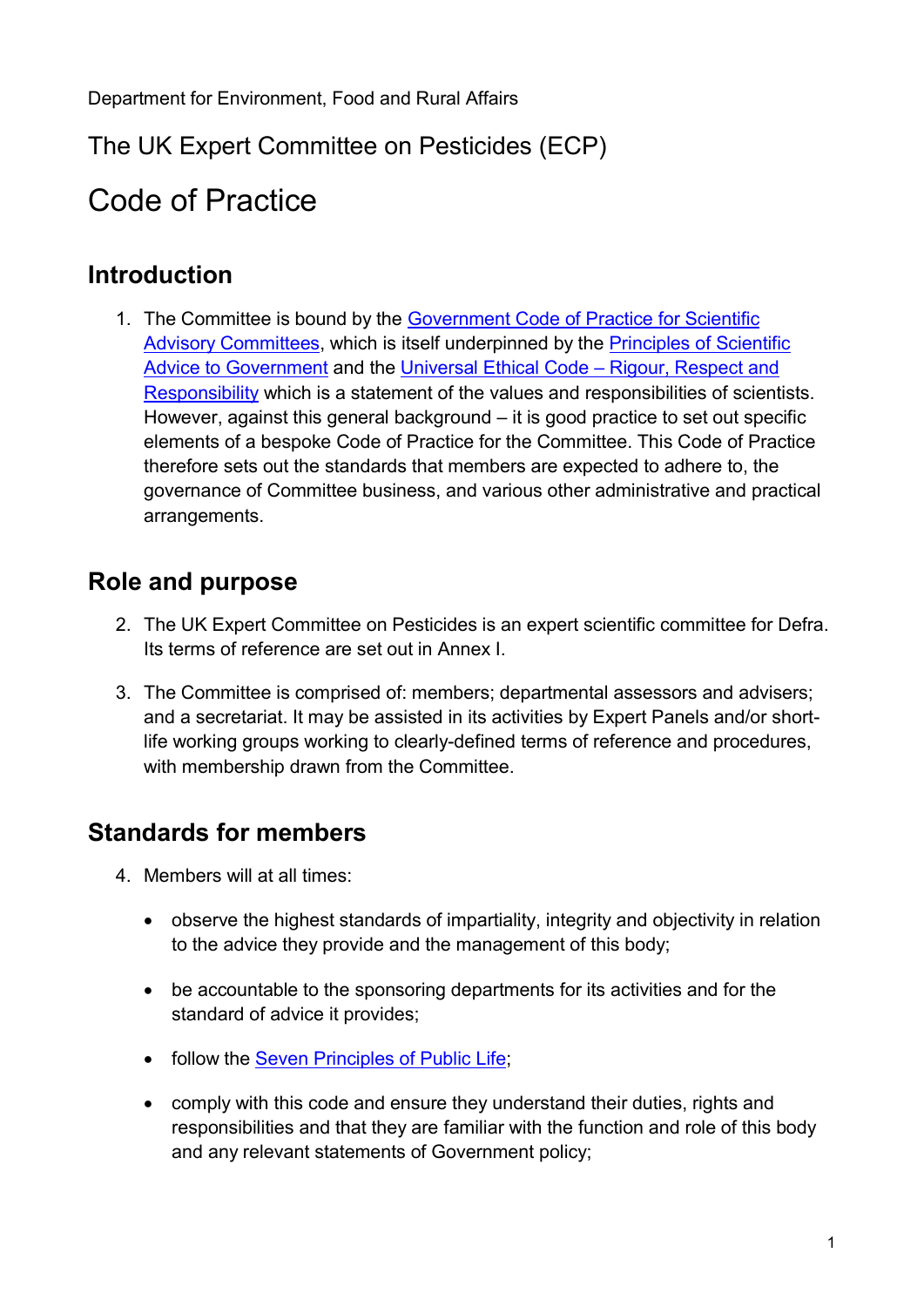Department for Environment, Food and Rural Affairs

The UK Expert Committee on Pesticides (ECP)

# Code of Practice

## Introduction

1. The Committee is bound by the Government Code of Practice for Scientific Advisory Committees, which is itself underpinned by the Principles of Scientific Advice to Government and the Universal Ethical Code – Rigour, Respect and Responsibility which is a statement of the values and responsibilities of scientists. However, against this general background – it is good practice to set out specific elements of a bespoke Code of Practice for the Committee. This Code of Practice therefore sets out the standards that members are expected to adhere to, the governance of Committee business, and various other administrative and practical arrangements.

## Role and purpose

2. The UK Expert Committee on Pesticides is an expert scientific committee for Defra. Its terms of reference are set out in Annex I.

3. The Committee is comprised of: members; departmental assessors and advisers; and a secretariat. It may be assisted in its activities by Expert Panels and/or short-life working groups working to clearly-defined terms of reference and procedures, with membership drawn from the Committee.

## Standards for members

4. Members will at all times:

   - observe the highest standards of impartiality, integrity and objectivity in relation to the advice they provide and the management of this body;

   - be accountable to the sponsoring departments for its activities and for the standard of advice it provides;

   - follow the Seven Principles of Public Life;

   - comply with this code and ensure they understand their duties, rights and responsibilities and that they are familiar with the function and role of this body and any relevant statements of Government policy;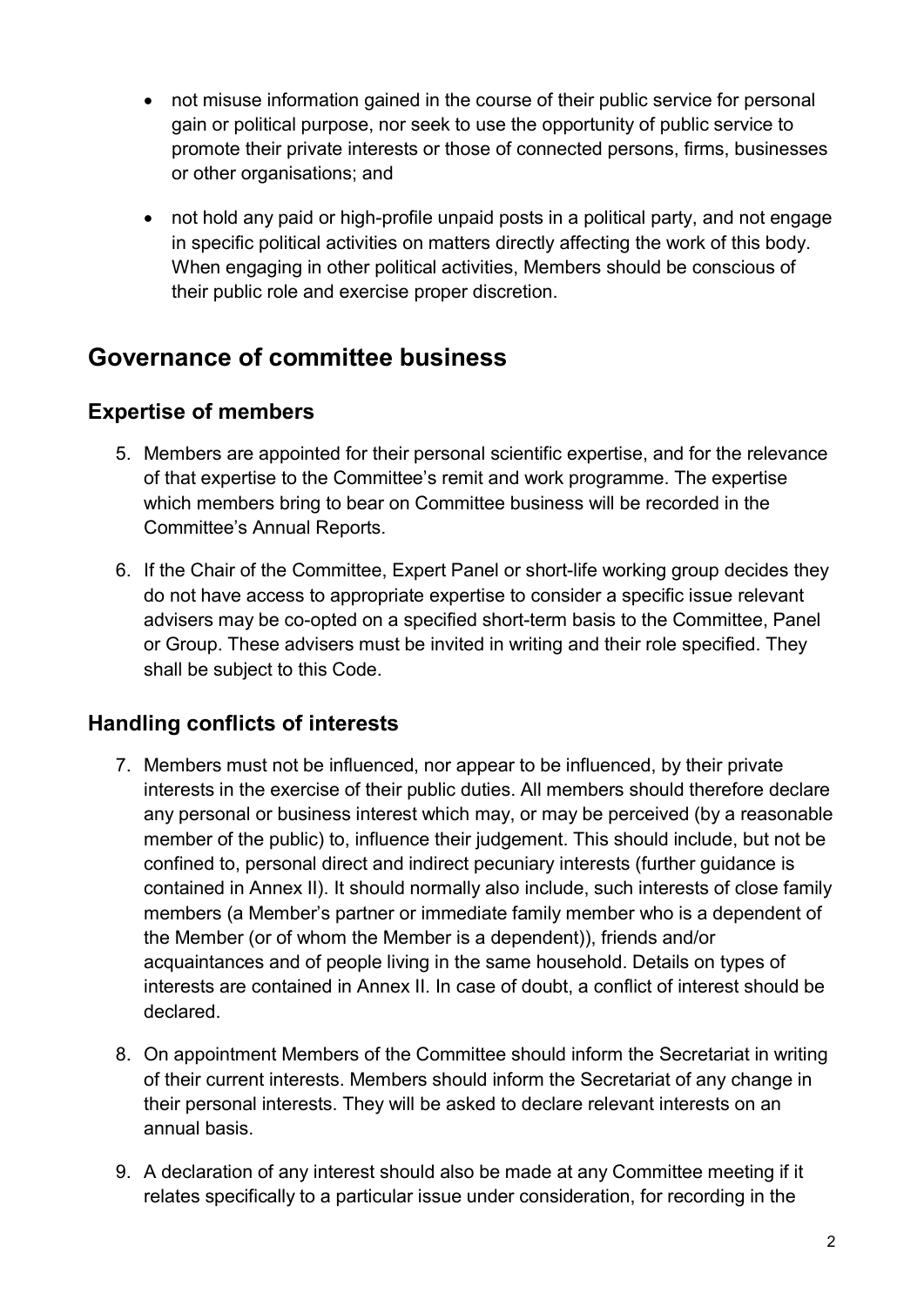- not misuse information gained in the course of their public service for personal gain or political purpose, nor seek to use the opportunity of public service to promote their private interests or those of connected persons, firms, businesses or other organisations; and
- not hold any paid or high-profile unpaid posts in a political party, and not engage in specific political activities on matters directly affecting the work of this body. When engaging in other political activities, Members should be conscious of their public role and exercise proper discretion.

## Governance of committee business

### Expertise of members

5. Members are appointed for their personal scientific expertise, and for the relevance of that expertise to the Committee's remit and work programme. The expertise which members bring to bear on Committee business will be recorded in the Committee's Annual Reports.

6. If the Chair of the Committee, Expert Panel or short-life working group decides they do not have access to appropriate expertise to consider a specific issue relevant advisers may be co-opted on a specified short-term basis to the Committee, Panel or Group. These advisers must be invited in writing and their role specified. They shall be subject to this Code.

### Handling conflicts of interests

7. Members must not be influenced, nor appear to be influenced, by their private interests in the exercise of their public duties. All members should therefore declare any personal or business interest which may, or may be perceived (by a reasonable member of the public) to, influence their judgement. This should include, but not be confined to, personal direct and indirect pecuniary interests (further guidance is contained in Annex II). It should normally also include, such interests of close family members (a Member's partner or immediate family member who is a dependent of the Member (or of whom the Member is a dependent)), friends and/or acquaintances and of people living in the same household. Details on types of interests are contained in Annex II. In case of doubt, a conflict of interest should be declared.

8. On appointment Members of the Committee should inform the Secretariat in writing of their current interests. Members should inform the Secretariat of any change in their personal interests. They will be asked to declare relevant interests on an annual basis.

9. A declaration of any interest should also be made at any Committee meeting if it relates specifically to a particular issue under consideration, for recording in the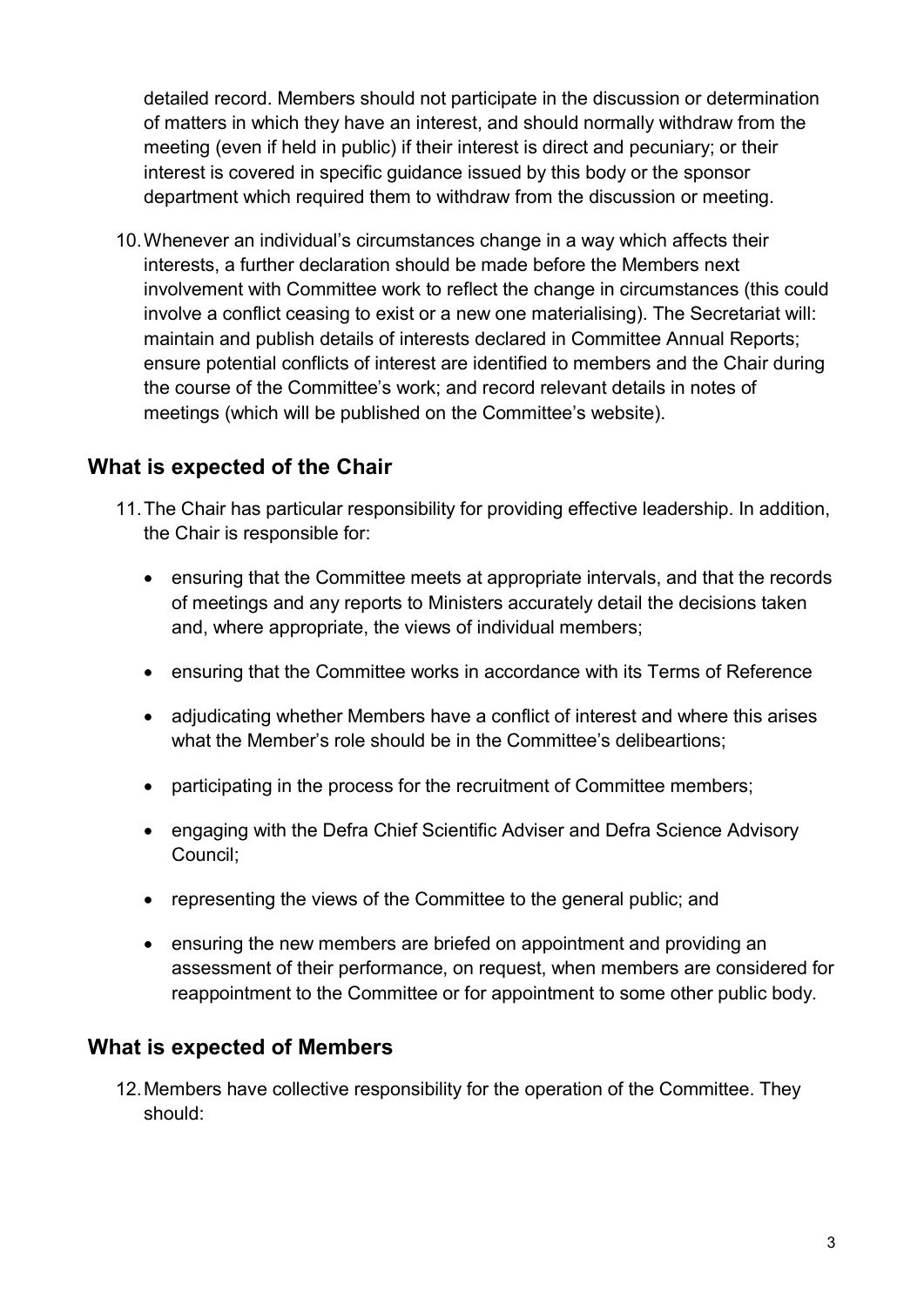detailed record. Members should not participate in the discussion or determination of matters in which they have an interest, and should normally withdraw from the meeting (even if held in public) if their interest is direct and pecuniary; or their interest is covered in specific guidance issued by this body or the sponsor department which required them to withdraw from the discussion or meeting.

10. Whenever an individual's circumstances change in a way which affects their interests, a further declaration should be made before the Members next involvement with Committee work to reflect the change in circumstances (this could involve a conflict ceasing to exist or a new one materialising). The Secretariat will: maintain and publish details of interests declared in Committee Annual Reports; ensure potential conflicts of interest are identified to members and the Chair during the course of the Committee's work; and record relevant details in notes of meetings (which will be published on the Committee's website).

## What is expected of the Chair

11. The Chair has particular responsibility for providing effective leadership. In addition, the Chair is responsible for:

    - ensuring that the Committee meets at appropriate intervals, and that the records of meetings and any reports to Ministers accurately detail the decisions taken and, where appropriate, the views of individual members;
    - ensuring that the Committee works in accordance with its Terms of Reference
    - adjudicating whether Members have a conflict of interest and where this arises what the Member's role should be in the Committee's delibeartions;
    - participating in the process for the recruitment of Committee members;
    - engaging with the Defra Chief Scientific Adviser and Defra Science Advisory Council;
    - representing the views of the Committee to the general public; and
    - ensuring the new members are briefed on appointment and providing an assessment of their performance, on request, when members are considered for reappointment to the Committee or for appointment to some other public body.

## What is expected of Members

12. Members have collective responsibility for the operation of the Committee. They should: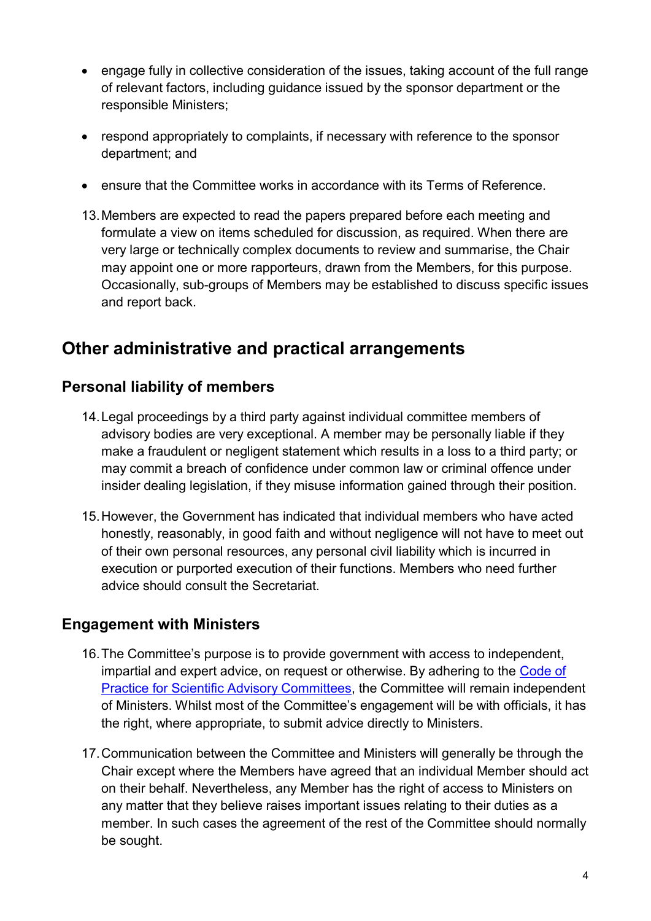- engage fully in collective consideration of the issues, taking account of the full range of relevant factors, including guidance issued by the sponsor department or the responsible Ministers;
- respond appropriately to complaints, if necessary with reference to the sponsor department; and
- ensure that the Committee works in accordance with its Terms of Reference.

13. Members are expected to read the papers prepared before each meeting and formulate a view on items scheduled for discussion, as required. When there are very large or technically complex documents to review and summarise, the Chair may appoint one or more rapporteurs, drawn from the Members, for this purpose. Occasionally, sub-groups of Members may be established to discuss specific issues and report back.

## Other administrative and practical arrangements

### Personal liability of members

14. Legal proceedings by a third party against individual committee members of advisory bodies are very exceptional. A member may be personally liable if they make a fraudulent or negligent statement which results in a loss to a third party; or may commit a breach of confidence under common law or criminal offence under insider dealing legislation, if they misuse information gained through their position.

15. However, the Government has indicated that individual members who have acted honestly, reasonably, in good faith and without negligence will not have to meet out of their own personal resources, any personal civil liability which is incurred in execution or purported execution of their functions. Members who need further advice should consult the Secretariat.

### Engagement with Ministers

16. The Committee's purpose is to provide government with access to independent, impartial and expert advice, on request or otherwise. By adhering to the Code of Practice for Scientific Advisory Committees, the Committee will remain independent of Ministers. Whilst most of the Committee's engagement will be with officials, it has the right, where appropriate, to submit advice directly to Ministers.

17. Communication between the Committee and Ministers will generally be through the Chair except where the Members have agreed that an individual Member should act on their behalf. Nevertheless, any Member has the right of access to Ministers on any matter that they believe raises important issues relating to their duties as a member. In such cases the agreement of the rest of the Committee should normally be sought.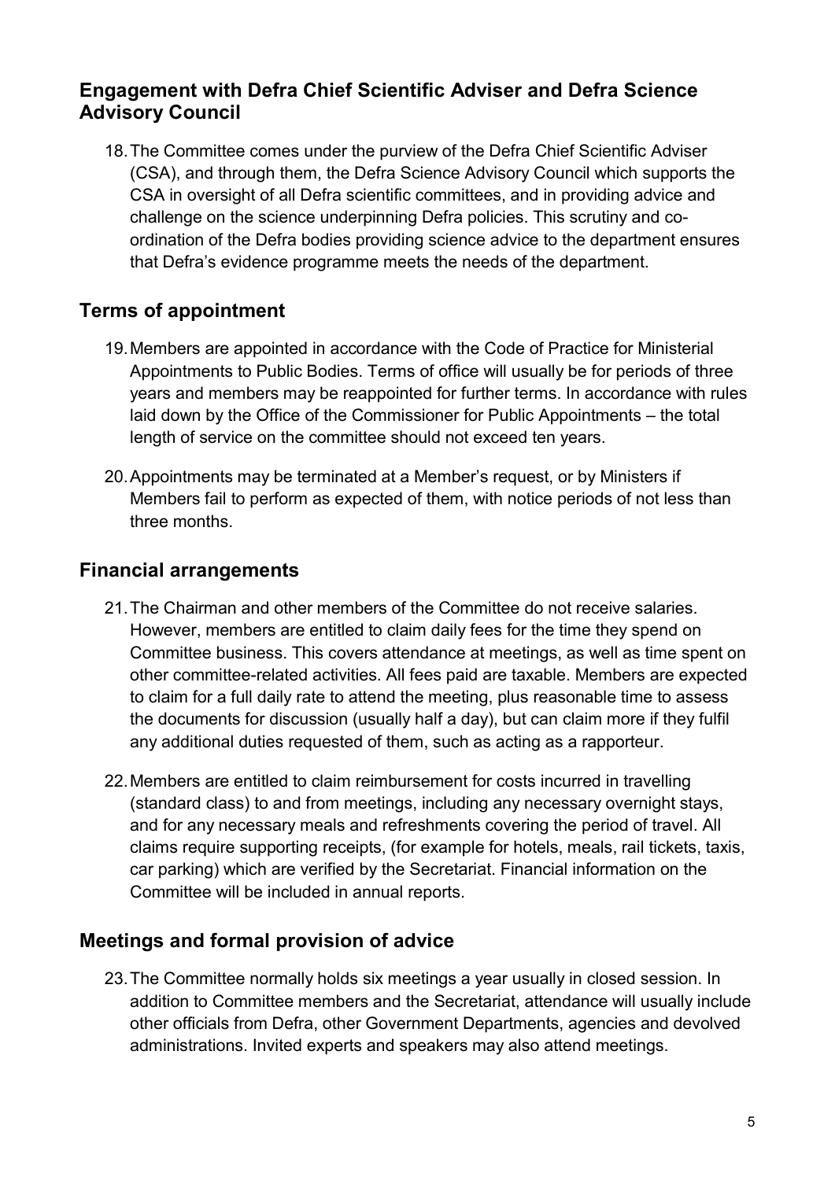## Engagement with Defra Chief Scientific Adviser and Defra Science Advisory Council

18. The Committee comes under the purview of the Defra Chief Scientific Adviser (CSA), and through them, the Defra Science Advisory Council which supports the CSA in oversight of all Defra scientific committees, and in providing advice and challenge on the science underpinning Defra policies. This scrutiny and co-ordination of the Defra bodies providing science advice to the department ensures that Defra's evidence programme meets the needs of the department.

## Terms of appointment

19. Members are appointed in accordance with the Code of Practice for Ministerial Appointments to Public Bodies. Terms of office will usually be for periods of three years and members may be reappointed for further terms. In accordance with rules laid down by the Office of the Commissioner for Public Appointments – the total length of service on the committee should not exceed ten years.

20. Appointments may be terminated at a Member's request, or by Ministers if Members fail to perform as expected of them, with notice periods of not less than three months.

## Financial arrangements

21. The Chairman and other members of the Committee do not receive salaries. However, members are entitled to claim daily fees for the time they spend on Committee business. This covers attendance at meetings, as well as time spent on other committee-related activities. All fees paid are taxable. Members are expected to claim for a full daily rate to attend the meeting, plus reasonable time to assess the documents for discussion (usually half a day), but can claim more if they fulfil any additional duties requested of them, such as acting as a rapporteur.

22. Members are entitled to claim reimbursement for costs incurred in travelling (standard class) to and from meetings, including any necessary overnight stays, and for any necessary meals and refreshments covering the period of travel. All claims require supporting receipts, (for example for hotels, meals, rail tickets, taxis, car parking) which are verified by the Secretariat. Financial information on the Committee will be included in annual reports.

## Meetings and formal provision of advice

23. The Committee normally holds six meetings a year usually in closed session. In addition to Committee members and the Secretariat, attendance will usually include other officials from Defra, other Government Departments, agencies and devolved administrations. Invited experts and speakers may also attend meetings.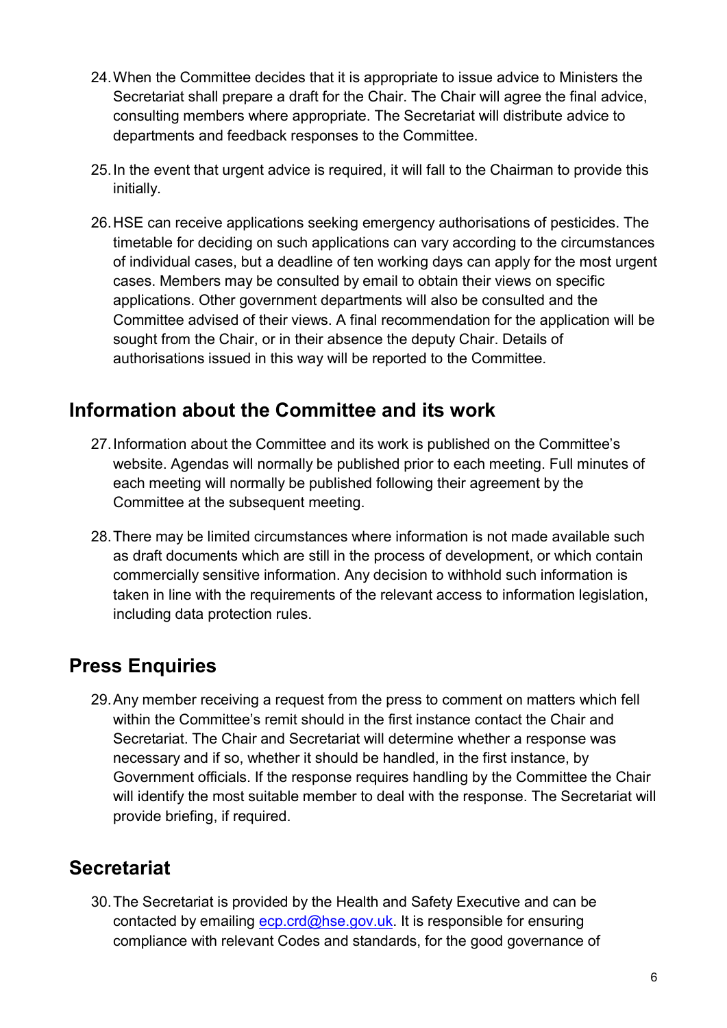24. When the Committee decides that it is appropriate to issue advice to Ministers the Secretariat shall prepare a draft for the Chair. The Chair will agree the final advice, consulting members where appropriate. The Secretariat will distribute advice to departments and feedback responses to the Committee.

25. In the event that urgent advice is required, it will fall to the Chairman to provide this initially.

26. HSE can receive applications seeking emergency authorisations of pesticides. The timetable for deciding on such applications can vary according to the circumstances of individual cases, but a deadline of ten working days can apply for the most urgent cases. Members may be consulted by email to obtain their views on specific applications. Other government departments will also be consulted and the Committee advised of their views. A final recommendation for the application will be sought from the Chair, or in their absence the deputy Chair. Details of authorisations issued in this way will be reported to the Committee.

## Information about the Committee and its work

27. Information about the Committee and its work is published on the Committee's website. Agendas will normally be published prior to each meeting. Full minutes of each meeting will normally be published following their agreement by the Committee at the subsequent meeting.

28. There may be limited circumstances where information is not made available such as draft documents which are still in the process of development, or which contain commercially sensitive information. Any decision to withhold such information is taken in line with the requirements of the relevant access to information legislation, including data protection rules.

## Press Enquiries

29. Any member receiving a request from the press to comment on matters which fell within the Committee's remit should in the first instance contact the Chair and Secretariat. The Chair and Secretariat will determine whether a response was necessary and if so, whether it should be handled, in the first instance, by Government officials. If the response requires handling by the Committee the Chair will identify the most suitable member to deal with the response. The Secretariat will provide briefing, if required.

## Secretariat

30. The Secretariat is provided by the Health and Safety Executive and can be contacted by emailing [ecp.crd@hse.gov.uk](mailto:ecp.crd@hse.gov.uk). It is responsible for ensuring compliance with relevant Codes and standards, for the good governance of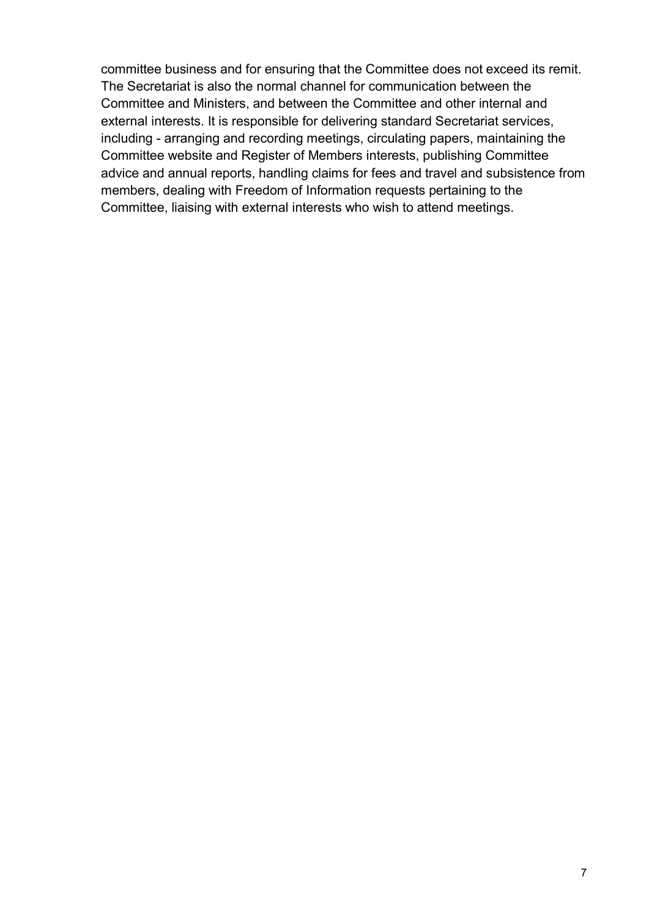committee business and for ensuring that the Committee does not exceed its remit. The Secretariat is also the normal channel for communication between the Committee and Ministers, and between the Committee and other internal and external interests. It is responsible for delivering standard Secretariat services, including - arranging and recording meetings, circulating papers, maintaining the Committee website and Register of Members interests, publishing Committee advice and annual reports, handling claims for fees and travel and subsistence from members, dealing with Freedom of Information requests pertaining to the Committee, liaising with external interests who wish to attend meetings.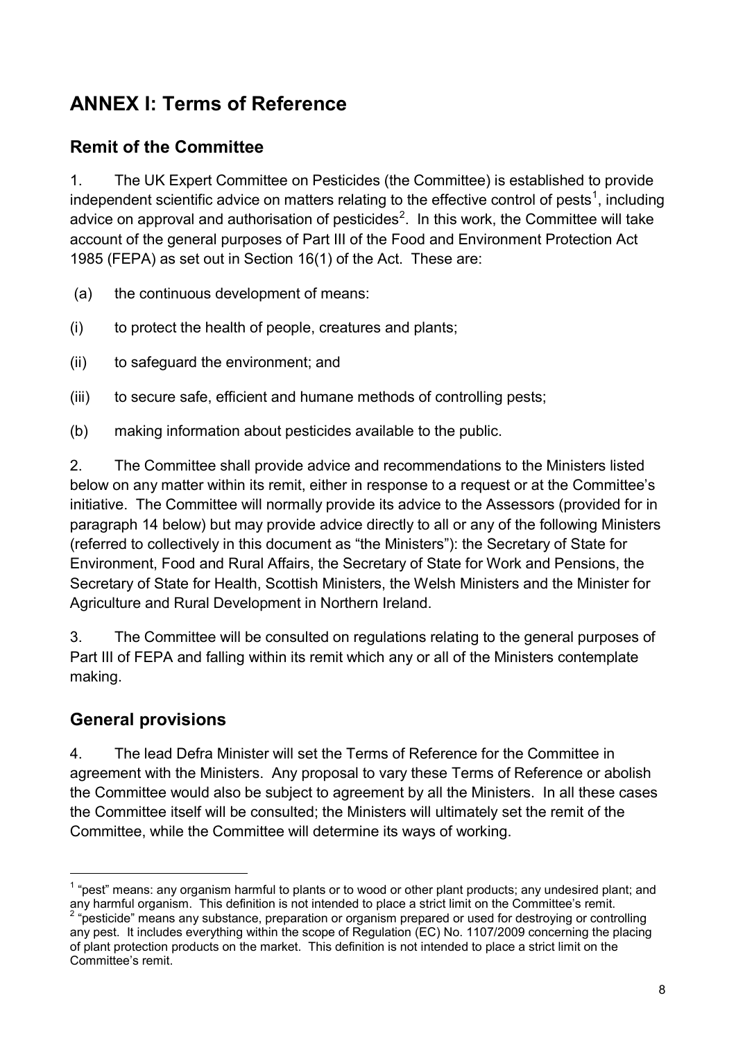# ANNEX I: Terms of Reference

## Remit of the Committee

1. The UK Expert Committee on Pesticides (the Committee) is established to provide independent scientific advice on matters relating to the effective control of pests[1], including advice on approval and authorisation of pesticides[2]. In this work, the Committee will take account of the general purposes of Part III of the Food and Environment Protection Act 1985 (FEPA) as set out in Section 16(1) of the Act. These are:

(a) the continuous development of means:

(i) to protect the health of people, creatures and plants;

(ii) to safeguard the environment; and

(iii) to secure safe, efficient and humane methods of controlling pests;

(b) making information about pesticides available to the public.

2. The Committee shall provide advice and recommendations to the Ministers listed below on any matter within its remit, either in response to a request or at the Committee's initiative. The Committee will normally provide its advice to the Assessors (provided for in paragraph 14 below) but may provide advice directly to all or any of the following Ministers (referred to collectively in this document as "the Ministers"): the Secretary of State for Environment, Food and Rural Affairs, the Secretary of State for Work and Pensions, the Secretary of State for Health, Scottish Ministers, the Welsh Ministers and the Minister for Agriculture and Rural Development in Northern Ireland.

3. The Committee will be consulted on regulations relating to the general purposes of Part III of FEPA and falling within its remit which any or all of the Ministers contemplate making.

## General provisions

4. The lead Defra Minister will set the Terms of Reference for the Committee in agreement with the Ministers. Any proposal to vary these Terms of Reference or abolish the Committee would also be subject to agreement by all the Ministers. In all these cases the Committee itself will be consulted; the Ministers will ultimately set the remit of the Committee, while the Committee will determine its ways of working.

---

[1] "pest" means: any organism harmful to plants or to wood or other plant products; any undesired plant; and any harmful organism. This definition is not intended to place a strict limit on the Committee's remit.

[2] "pesticide" means any substance, preparation or organism prepared or used for destroying or controlling any pest. It includes everything within the scope of Regulation (EC) No. 1107/2009 concerning the placing of plant protection products on the market. This definition is not intended to place a strict limit on the Committee's remit.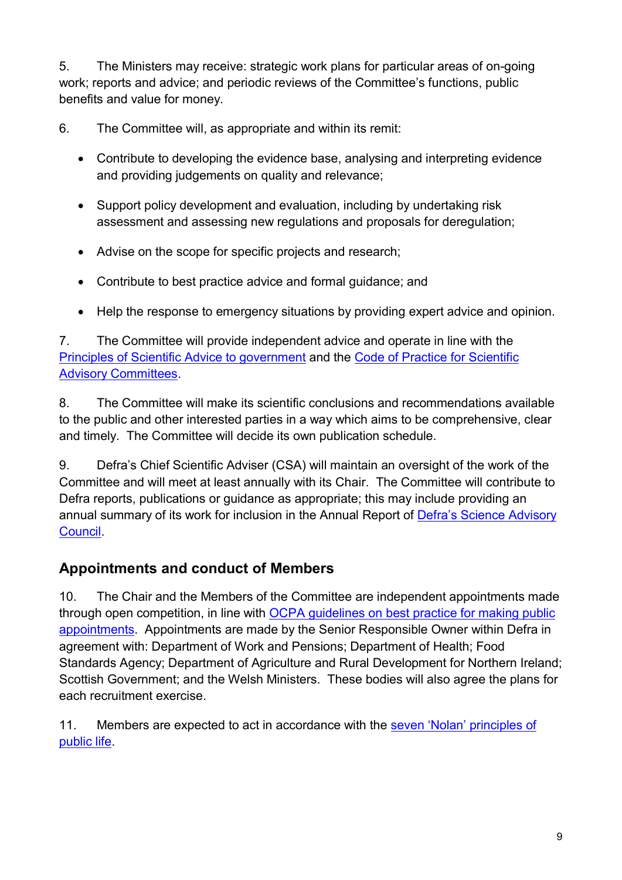5. The Ministers may receive: strategic work plans for particular areas of on-going work; reports and advice; and periodic reviews of the Committee's functions, public benefits and value for money.

6. The Committee will, as appropriate and within its remit:

- Contribute to developing the evidence base, analysing and interpreting evidence and providing judgements on quality and relevance;
- Support policy development and evaluation, including by undertaking risk assessment and assessing new regulations and proposals for deregulation;
- Advise on the scope for specific projects and research;
- Contribute to best practice advice and formal guidance; and
- Help the response to emergency situations by providing expert advice and opinion.

7. The Committee will provide independent advice and operate in line with the Principles of Scientific Advice to government and the Code of Practice for Scientific Advisory Committees.

8. The Committee will make its scientific conclusions and recommendations available to the public and other interested parties in a way which aims to be comprehensive, clear and timely. The Committee will decide its own publication schedule.

9. Defra's Chief Scientific Adviser (CSA) will maintain an oversight of the work of the Committee and will meet at least annually with its Chair. The Committee will contribute to Defra reports, publications or guidance as appropriate; this may include providing an annual summary of its work for inclusion in the Annual Report of Defra's Science Advisory Council.

## Appointments and conduct of Members

10. The Chair and the Members of the Committee are independent appointments made through open competition, in line with OCPA guidelines on best practice for making public appointments. Appointments are made by the Senior Responsible Owner within Defra in agreement with: Department of Work and Pensions; Department of Health; Food Standards Agency; Department of Agriculture and Rural Development for Northern Ireland; Scottish Government; and the Welsh Ministers. These bodies will also agree the plans for each recruitment exercise.

11. Members are expected to act in accordance with the seven 'Nolan' principles of public life.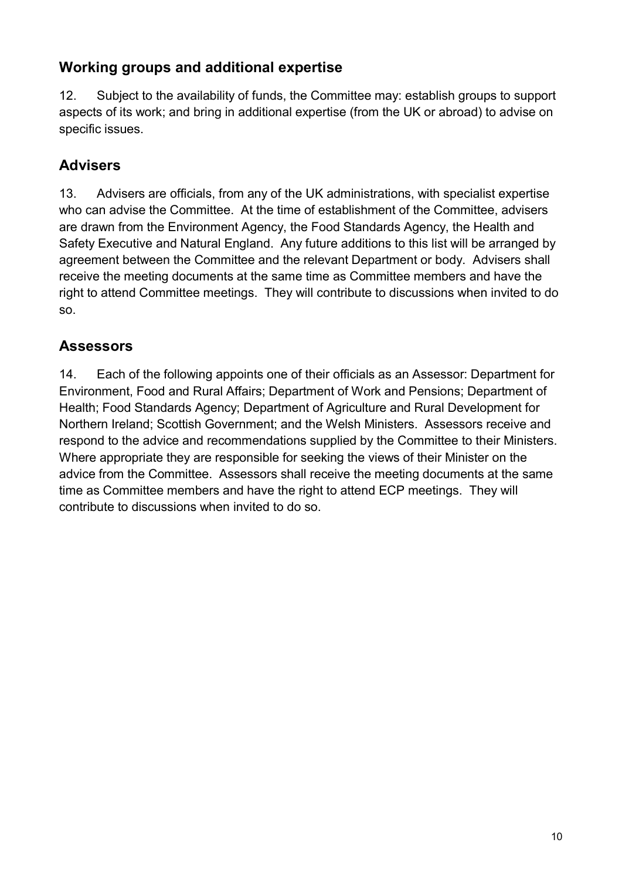## Working groups and additional expertise

12. Subject to the availability of funds, the Committee may: establish groups to support aspects of its work; and bring in additional expertise (from the UK or abroad) to advise on specific issues.

## Advisers

13. Advisers are officials, from any of the UK administrations, with specialist expertise who can advise the Committee. At the time of establishment of the Committee, advisers are drawn from the Environment Agency, the Food Standards Agency, the Health and Safety Executive and Natural England. Any future additions to this list will be arranged by agreement between the Committee and the relevant Department or body. Advisers shall receive the meeting documents at the same time as Committee members and have the right to attend Committee meetings. They will contribute to discussions when invited to do so.

## Assessors

14. Each of the following appoints one of their officials as an Assessor: Department for Environment, Food and Rural Affairs; Department of Work and Pensions; Department of Health; Food Standards Agency; Department of Agriculture and Rural Development for Northern Ireland; Scottish Government; and the Welsh Ministers. Assessors receive and respond to the advice and recommendations supplied by the Committee to their Ministers. Where appropriate they are responsible for seeking the views of their Minister on the advice from the Committee. Assessors shall receive the meeting documents at the same time as Committee members and have the right to attend ECP meetings. They will contribute to discussions when invited to do so.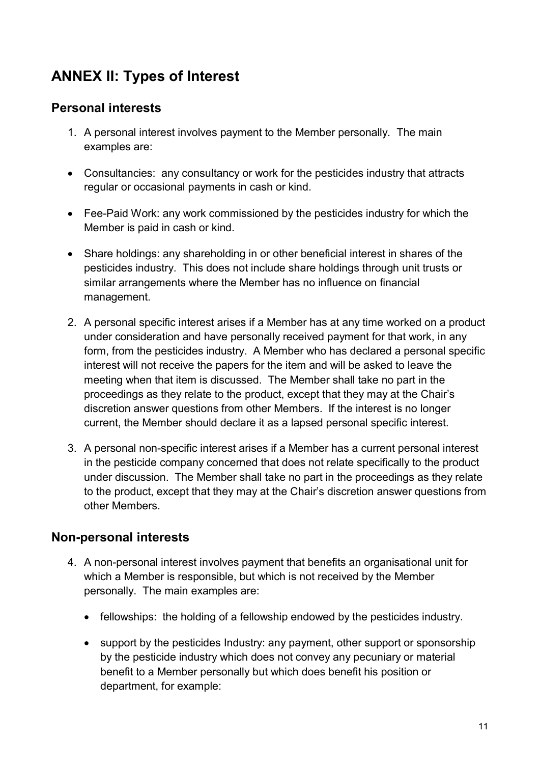# ANNEX II: Types of Interest

## Personal interests

1. A personal interest involves payment to the Member personally. The main examples are:

- Consultancies: any consultancy or work for the pesticides industry that attracts regular or occasional payments in cash or kind.
- Fee-Paid Work: any work commissioned by the pesticides industry for which the Member is paid in cash or kind.
- Share holdings: any shareholding in or other beneficial interest in shares of the pesticides industry. This does not include share holdings through unit trusts or similar arrangements where the Member has no influence on financial management.

2. A personal specific interest arises if a Member has at any time worked on a product under consideration and have personally received payment for that work, in any form, from the pesticides industry. A Member who has declared a personal specific interest will not receive the papers for the item and will be asked to leave the meeting when that item is discussed. The Member shall take no part in the proceedings as they relate to the product, except that they may at the Chair's discretion answer questions from other Members. If the interest is no longer current, the Member should declare it as a lapsed personal specific interest.

3. A personal non-specific interest arises if a Member has a current personal interest in the pesticide company concerned that does not relate specifically to the product under discussion. The Member shall take no part in the proceedings as they relate to the product, except that they may at the Chair's discretion answer questions from other Members.

## Non-personal interests

4. A non-personal interest involves payment that benefits an organisational unit for which a Member is responsible, but which is not received by the Member personally. The main examples are:

   - fellowships: the holding of a fellowship endowed by the pesticides industry.
   - support by the pesticides Industry: any payment, other support or sponsorship by the pesticide industry which does not convey any pecuniary or material benefit to a Member personally but which does benefit his position or department, for example: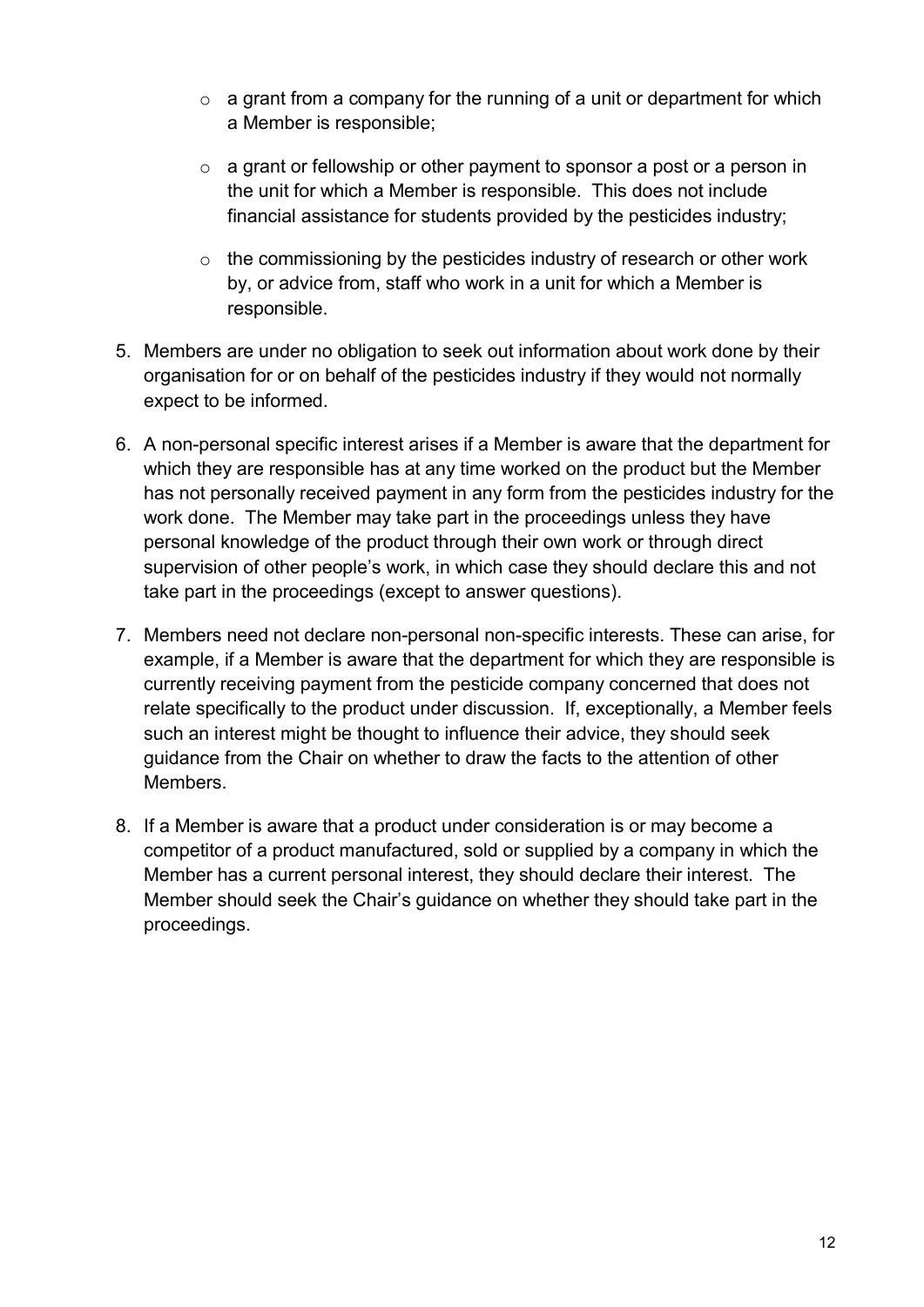- a grant from a company for the running of a unit or department for which a Member is responsible;
- a grant or fellowship or other payment to sponsor a post or a person in the unit for which a Member is responsible. This does not include financial assistance for students provided by the pesticides industry;
- the commissioning by the pesticides industry of research or other work by, or advice from, staff who work in a unit for which a Member is responsible.

5. Members are under no obligation to seek out information about work done by their organisation for or on behalf of the pesticides industry if they would not normally expect to be informed.

6. A non-personal specific interest arises if a Member is aware that the department for which they are responsible has at any time worked on the product but the Member has not personally received payment in any form from the pesticides industry for the work done. The Member may take part in the proceedings unless they have personal knowledge of the product through their own work or through direct supervision of other people's work, in which case they should declare this and not take part in the proceedings (except to answer questions).

7. Members need not declare non-personal non-specific interests. These can arise, for example, if a Member is aware that the department for which they are responsible is currently receiving payment from the pesticide company concerned that does not relate specifically to the product under discussion. If, exceptionally, a Member feels such an interest might be thought to influence their advice, they should seek guidance from the Chair on whether to draw the facts to the attention of other Members.

8. If a Member is aware that a product under consideration is or may become a competitor of a product manufactured, sold or supplied by a company in which the Member has a current personal interest, they should declare their interest. The Member should seek the Chair's guidance on whether they should take part in the proceedings.